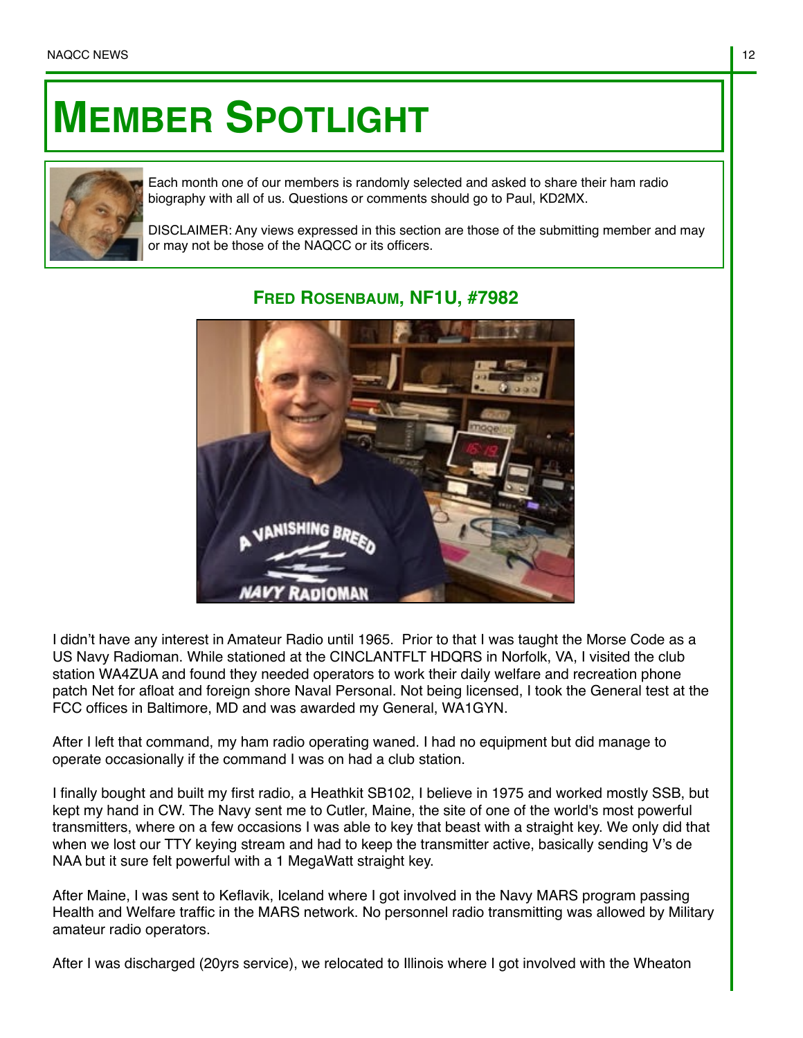# MEMBER SPOTLIGHT

Each month one of our members is randomly selected and asked to share their ham radio biography with all of us. Questions or comments should go to Paul, KD2MX.

DISCLAIMER: Any views expressed in this section are those of the submitting member and may or may not be those of the NAQCC or its officers.

## FRED ROSENBAUM, NF1U, #7982

I didn't have any interest in Amateur Radio until 1965.  Prior to that I was taught the Morse Code as a US Navy Radioman. While stationed at the CINCLANTFLT HDQRS in Norfolk, VA, I visited the club station WA4ZUA and found they needed operators to work their daily welfare and recreation phone patch Net for afloat and foreign shore Naval Personal. Not being licensed, I took the General test at the FCC offices in Baltimore, MD and was awarded my General, WA1GYN.

After I left that command, my ham radio operating waned. I had no equipment but did manage to operate occasionally if the command I was on had a club station.

I finally bought and built my first radio, a Heathkit SB102, I believe in 1975 and worked mostly SSB, but kept my hand in CW. The Navy sent me to Cutler, Maine, the site of one of the world's most powerful transmitters, where on a few occasions I was able to key that beast with a straight key. We only did that when we lost our TTY keying stream and had to keep the transmitter active, basically sending V's de NAA but it sure felt powerful with a 1 MegaWatt straight key.

After Maine, I was sent to Keflavik, Iceland where I got involved in the Navy MARS program passing Health and Welfare traffic in the MARS network. No personnel radio transmitting was allowed by Military amateur radio operators.

After I was discharged (20yrs service), we relocated to Illinois where I got involved with the Wheaton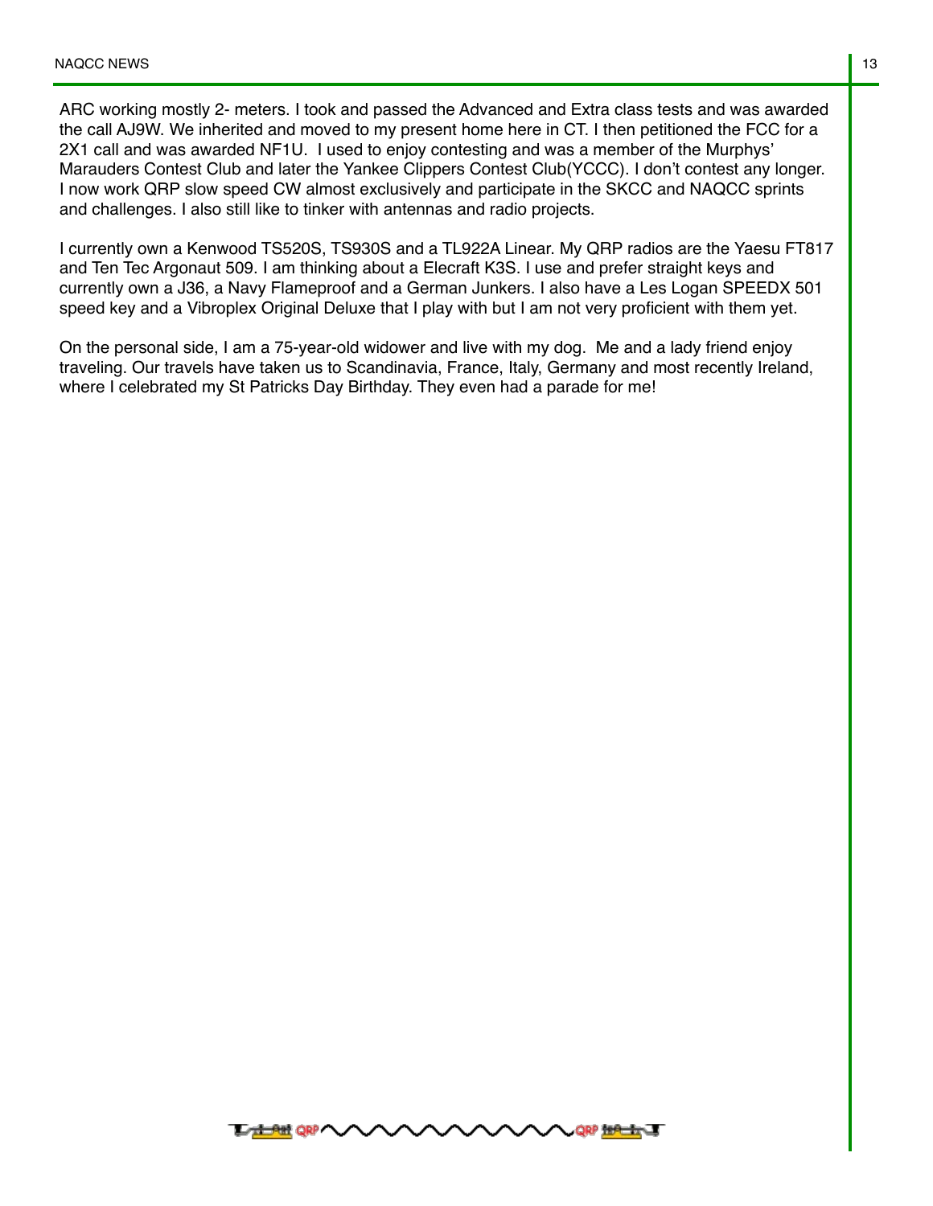ARC working mostly 2- meters. I took and passed the Advanced and Extra class tests and was awarded the call AJ9W. We inherited and moved to my present home here in CT. I then petitioned the FCC for a 2X1 call and was awarded NF1U. I used to enjoy contesting and was a member of the Murphys' Marauders Contest Club and later the Yankee Clippers Contest Club(YCCC). I don't contest any longer. I now work QRP slow speed CW almost exclusively and participate in the SKCC and NAQCC sprints and challenges. I also still like to tinker with antennas and radio projects.

I currently own a Kenwood TS520S, TS930S and a TL922A Linear. My QRP radios are the Yaesu FT817 and Ten Tec Argonaut 509. I am thinking about a Elecraft K3S. I use and prefer straight keys and currently own a J36, a Navy Flameproof and a German Junkers. I also have a Les Logan SPEEDX 501 speed key and a Vibroplex Original Deluxe that I play with but I am not very proficient with them yet.

On the personal side, I am a 75-year-old widower and live with my dog. Me and a lady friend enjoy traveling. Our travels have taken us to Scandinavia, France, Italy, Germany and most recently Ireland, where I celebrated my St Patricks Day Birthday. They even had a parade for me!